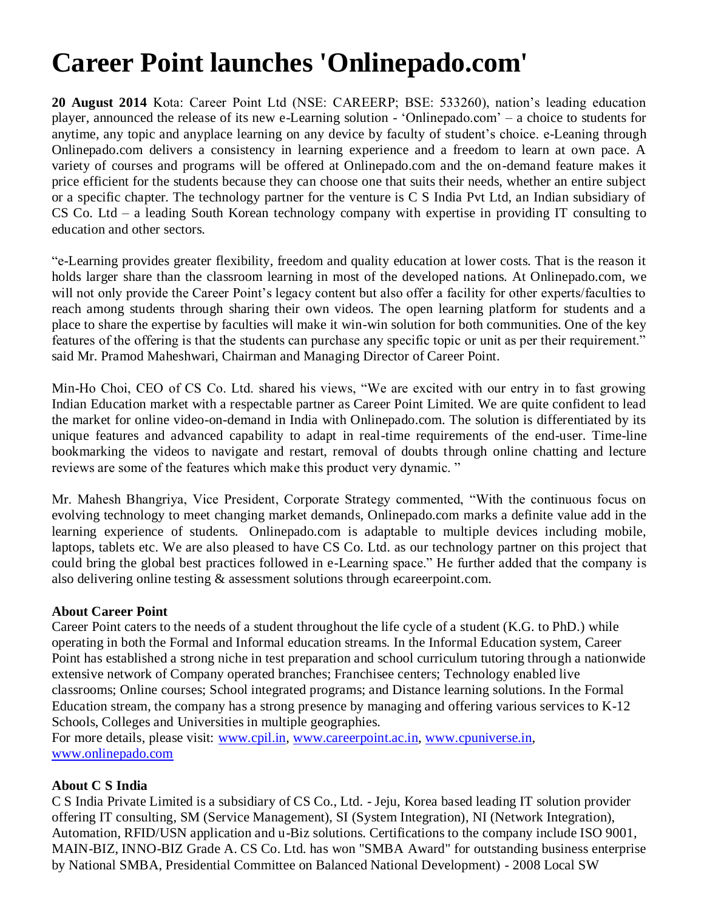# Career Point launches 'Onlinepado.com'

**20 August 2014** Kota: Career Point Ltd (NSE: CAREERP; BSE: 533260), nation's leading education player, announced the release of its new e-Learning solution - 'Onlinepado.com' – a choice to students for anytime, any topic and anyplace learning on any device by faculty of student's choice. e-Leaning through Onlinepado.com delivers a consistency in learning experience and a freedom to learn at own pace. A variety of courses and programs will be offered at Onlinepado.com and the on-demand feature makes it price efficient for the students because they can choose one that suits their needs, whether an entire subject or a specific chapter. The technology partner for the venture is C S India Pvt Ltd, an Indian subsidiary of CS Co. Ltd – a leading South Korean technology company with expertise in providing IT consulting to education and other sectors.

"e-Learning provides greater flexibility, freedom and quality education at lower costs. That is the reason it holds larger share than the classroom learning in most of the developed nations. At Onlinepado.com, we will not only provide the Career Point's legacy content but also offer a facility for other experts/faculties to reach among students through sharing their own videos. The open learning platform for students and a place to share the expertise by faculties will make it win-win solution for both communities. One of the key features of the offering is that the students can purchase any specific topic or unit as per their requirement." said Mr. Pramod Maheshwari, Chairman and Managing Director of Career Point.

Min-Ho Choi, CEO of CS Co. Ltd. shared his views, "We are excited with our entry in to fast growing Indian Education market with a respectable partner as Career Point Limited. We are quite confident to lead the market for online video-on-demand in India with Onlinepado.com. The solution is differentiated by its unique features and advanced capability to adapt in real-time requirements of the end-user. Time-line bookmarking the videos to navigate and restart, removal of doubts through online chatting and lecture reviews are some of the features which make this product very dynamic. "

Mr. Mahesh Bhangriya, Vice President, Corporate Strategy commented, "With the continuous focus on evolving technology to meet changing market demands, Onlinepado.com marks a definite value add in the learning experience of students. Onlinepado.com is adaptable to multiple devices including mobile, laptops, tablets etc. We are also pleased to have CS Co. Ltd. as our technology partner on this project that could bring the global best practices followed in e-Learning space." He further added that the company is also delivering online testing & assessment solutions through ecareerpoint.com.

**About Career Point**

Career Point caters to the needs of a student throughout the life cycle of a student (K.G. to PhD.) while operating in both the Formal and Informal education streams. In the Informal Education system, Career Point has established a strong niche in test preparation and school curriculum tutoring through a nationwide extensive network of Company operated branches; Franchisee centers; Technology enabled live classrooms; Online courses; School integrated programs; and Distance learning solutions. In the Formal Education stream, the company has a strong presence by managing and offering various services to K-12 Schools, Colleges and Universities in multiple geographies.

For more details, please visit: www.cpil.in, www.careerpoint.ac.in, www.cpuniverse.in, www.onlinepado.com

**About C S India**

C S India Private Limited is a subsidiary of CS Co., Ltd. - Jeju, Korea based leading IT solution provider offering IT consulting, SM (Service Management), SI (System Integration), NI (Network Integration), Automation, RFID/USN application and u-Biz solutions. Certifications to the company include ISO 9001, MAIN-BIZ, INNO-BIZ Grade A. CS Co. Ltd. has won "SMBA Award" for outstanding business enterprise by National SMBA, Presidential Committee on Balanced National Development) - 2008 Local SW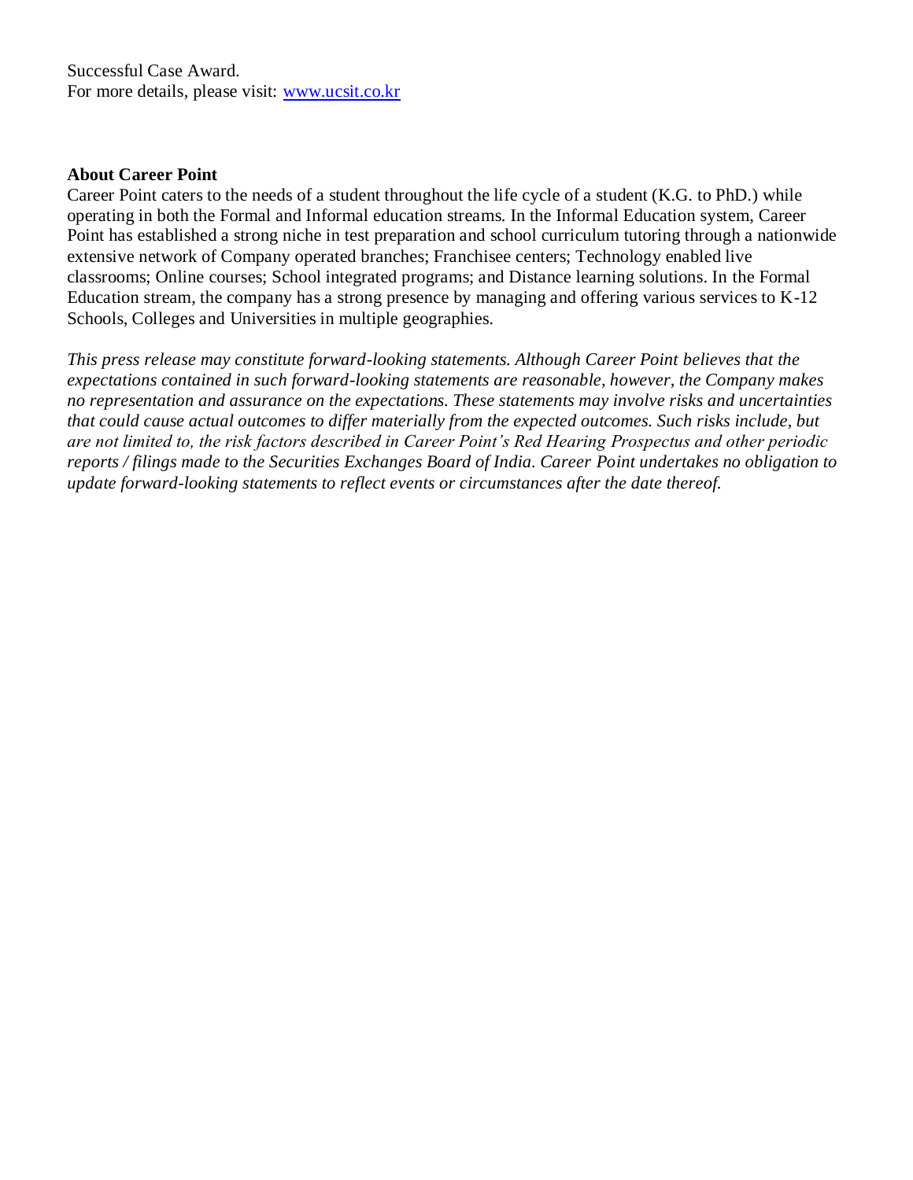Successful Case Award.
For more details, please visit: [www.ucsit.co.kr](http://www.ucsit.co.kr)

**About Career Point**

Career Point caters to the needs of a student throughout the life cycle of a student (K.G. to PhD.) while operating in both the Formal and Informal education streams. In the Informal Education system, Career Point has established a strong niche in test preparation and school curriculum tutoring through a nationwide extensive network of Company operated branches; Franchisee centers; Technology enabled live classrooms; Online courses; School integrated programs; and Distance learning solutions. In the Formal Education stream, the company has a strong presence by managing and offering various services to K-12 Schools, Colleges and Universities in multiple geographies.

*This press release may constitute forward-looking statements. Although Career Point believes that the expectations contained in such forward-looking statements are reasonable, however, the Company makes no representation and assurance on the expectations. These statements may involve risks and uncertainties that could cause actual outcomes to differ materially from the expected outcomes. Such risks include, but are not limited to, the risk factors described in Career Point's Red Hearing Prospectus and other periodic reports / filings made to the Securities Exchanges Board of India. Career Point undertakes no obligation to update forward-looking statements to reflect events or circumstances after the date thereof.*